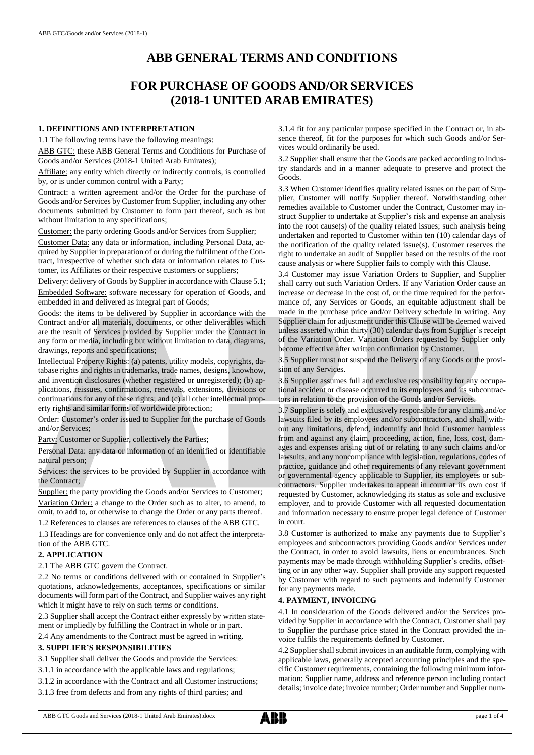# ABB GENERAL TERMS AND CONDITIONS

# FOR PURCHASE OF GOODS AND/OR SERVICES (2018-1 UNITED ARAB EMIRATES)

## 1. DEFINITIONS AND INTERPRETATION

1.1 The following terms have the following meanings:

ABB GTC: these ABB General Terms and Conditions for Purchase of Goods and/or Services (2018-1 United Arab Emirates);

Affiliate: any entity which directly or indirectly controls, is controlled by, or is under common control with a Party;

Contract: a written agreement and/or the Order for the purchase of Goods and/or Services by Customer from Supplier, including any other documents submitted by Customer to form part thereof, such as but without limitation to any specifications;

Customer: the party ordering Goods and/or Services from Supplier;

Customer Data: any data or information, including Personal Data, acquired by Supplier in preparation of or during the fulfilment of the Contract, irrespective of whether such data or information relates to Customer, its Affiliates or their respective customers or suppliers;

Delivery: delivery of Goods by Supplier in accordance with Clause 5.1;

Embedded Software: software necessary for operation of Goods, and embedded in and delivered as integral part of Goods;

Goods: the items to be delivered by Supplier in accordance with the Contract and/or all materials, documents, or other deliverables which are the result of Services provided by Supplier under the Contract in any form or media, including but without limitation to data, diagrams, drawings, reports and specifications;

Intellectual Property Rights: (a) patents, utility models, copyrights, database rights and rights in trademarks, trade names, designs, knowhow, and invention disclosures (whether registered or unregistered); (b) applications, reissues, confirmations, renewals, extensions, divisions or continuations for any of these rights; and (c) all other intellectual property rights and similar forms of worldwide protection;

Order: Customer's order issued to Supplier for the purchase of Goods and/or Services;

Party: Customer or Supplier, collectively the Parties;

Personal Data: any data or information of an identified or identifiable natural person;

Services: the services to be provided by Supplier in accordance with the Contract;

Supplier: the party providing the Goods and/or Services to Customer;

Variation Order: a change to the Order such as to alter, to amend, to omit, to add to, or otherwise to change the Order or any parts thereof.

1.2 References to clauses are references to clauses of the ABB GTC.

1.3 Headings are for convenience only and do not affect the interpretation of the ABB GTC.

## 2. APPLICATION

2.1 The ABB GTC govern the Contract.

2.2 No terms or conditions delivered with or contained in Supplier's quotations, acknowledgements, acceptances, specifications or similar documents will form part of the Contract, and Supplier waives any right which it might have to rely on such terms or conditions.

2.3 Supplier shall accept the Contract either expressly by written statement or impliedly by fulfilling the Contract in whole or in part.

2.4 Any amendments to the Contract must be agreed in writing.

## 3. SUPPLIER'S RESPONSIBILITIES

3.1 Supplier shall deliver the Goods and provide the Services:

3.1.1 in accordance with the applicable laws and regulations;

3.1.2 in accordance with the Contract and all Customer instructions;

3.1.3 free from defects and from any rights of third parties; and

3.1.4 fit for any particular purpose specified in the Contract or, in absence thereof, fit for the purposes for which such Goods and/or Services would ordinarily be used.

3.2 Supplier shall ensure that the Goods are packed according to industry standards and in a manner adequate to preserve and protect the Goods.

3.3 When Customer identifies quality related issues on the part of Supplier, Customer will notify Supplier thereof. Notwithstanding other remedies available to Customer under the Contract, Customer may instruct Supplier to undertake at Supplier's risk and expense an analysis into the root cause(s) of the quality related issues; such analysis being undertaken and reported to Customer within ten (10) calendar days of the notification of the quality related issue(s). Customer reserves the right to undertake an audit of Supplier based on the results of the root cause analysis or where Supplier fails to comply with this Clause.

3.4 Customer may issue Variation Orders to Supplier, and Supplier shall carry out such Variation Orders. If any Variation Order cause an increase or decrease in the cost of, or the time required for the performance of, any Services or Goods, an equitable adjustment shall be made in the purchase price and/or Delivery schedule in writing. Any Supplier claim for adjustment under this Clause will be deemed waived unless asserted within thirty (30) calendar days from Supplier's receipt of the Variation Order. Variation Orders requested by Supplier only become effective after written confirmation by Customer.

3.5 Supplier must not suspend the Delivery of any Goods or the provision of any Services.

3.6 Supplier assumes full and exclusive responsibility for any occupational accident or disease occurred to its employees and its subcontractors in relation to the provision of the Goods and/or Services.

3.7 Supplier is solely and exclusively responsible for any claims and/or lawsuits filed by its employees and/or subcontractors, and shall, without any limitations, defend, indemnify and hold Customer harmless from and against any claim, proceeding, action, fine, loss, cost, damages and expenses arising out of or relating to any such claims and/or lawsuits, and any noncompliance with legislation, regulations, codes of practice, guidance and other requirements of any relevant government or governmental agency applicable to Supplier, its employees or subcontractors. Supplier undertakes to appear in court at its own cost if requested by Customer, acknowledging its status as sole and exclusive employer, and to provide Customer with all requested documentation and information necessary to ensure proper legal defence of Customer in court.

3.8 Customer is authorized to make any payments due to Supplier's employees and subcontractors providing Goods and/or Services under the Contract, in order to avoid lawsuits, liens or encumbrances. Such payments may be made through withholding Supplier's credits, offsetting or in any other way. Supplier shall provide any support requested by Customer with regard to such payments and indemnify Customer for any payments made.

## 4. PAYMENT, INVOICING

4.1 In consideration of the Goods delivered and/or the Services provided by Supplier in accordance with the Contract, Customer shall pay to Supplier the purchase price stated in the Contract provided the invoice fulfils the requirements defined by Customer.

4.2 Supplier shall submit invoices in an auditable form, complying with applicable laws, generally accepted accounting principles and the specific Customer requirements, containing the following minimum information: Supplier name, address and reference person including contact details; invoice date; invoice number; Order number and Supplier num-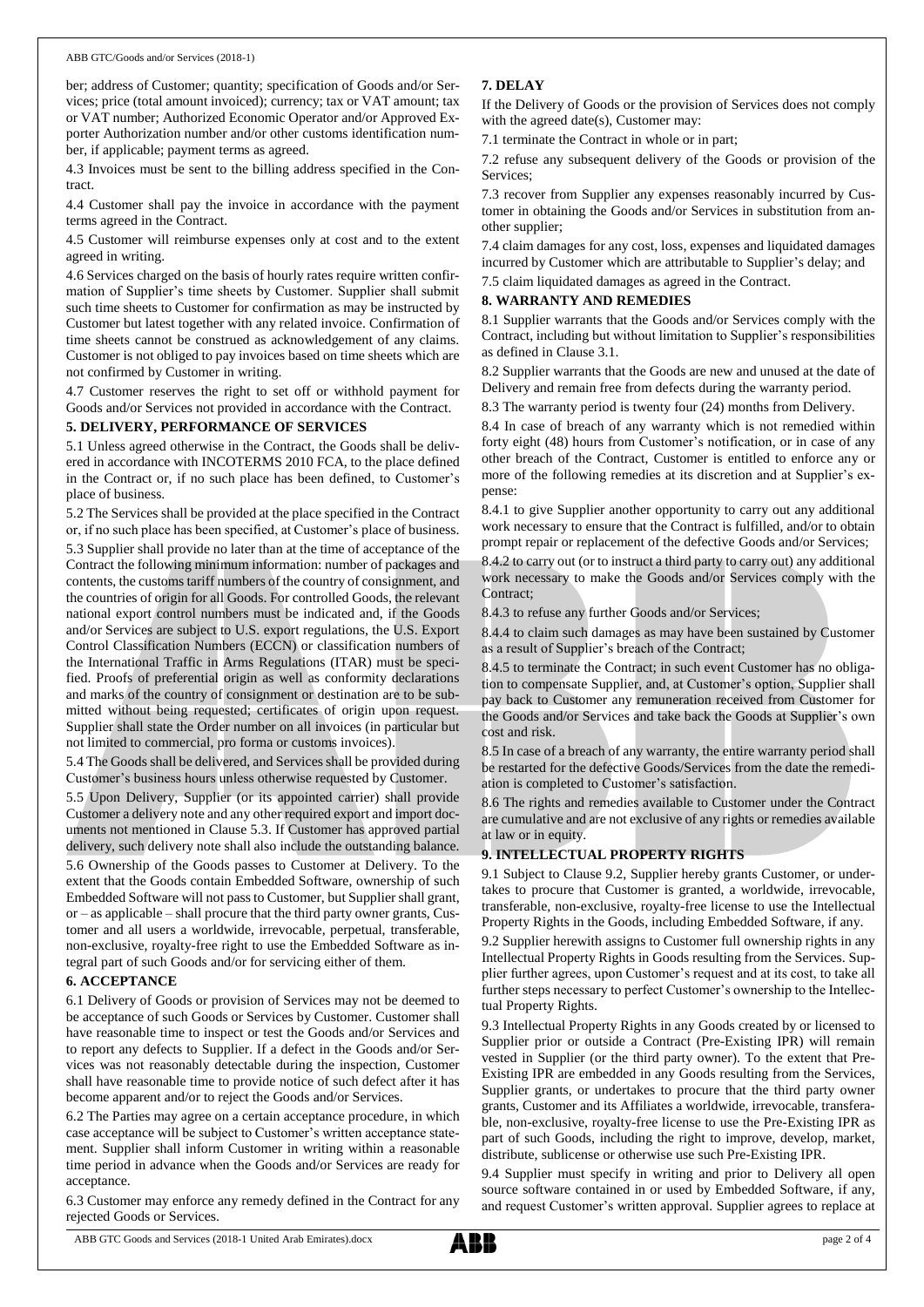ber; address of Customer; quantity; specification of Goods and/or Services; price (total amount invoiced); currency; tax or VAT amount; tax or VAT number; Authorized Economic Operator and/or Approved Exporter Authorization number and/or other customs identification number, if applicable; payment terms as agreed.

4.3 Invoices must be sent to the billing address specified in the Contract.

4.4 Customer shall pay the invoice in accordance with the payment terms agreed in the Contract.

4.5 Customer will reimburse expenses only at cost and to the extent agreed in writing.

4.6 Services charged on the basis of hourly rates require written confirmation of Supplier's time sheets by Customer. Supplier shall submit such time sheets to Customer for confirmation as may be instructed by Customer but latest together with any related invoice. Confirmation of time sheets cannot be construed as acknowledgement of any claims. Customer is not obliged to pay invoices based on time sheets which are not confirmed by Customer in writing.

4.7 Customer reserves the right to set off or withhold payment for Goods and/or Services not provided in accordance with the Contract.

## 5. DELIVERY, PERFORMANCE OF SERVICES

5.1 Unless agreed otherwise in the Contract, the Goods shall be delivered in accordance with INCOTERMS 2010 FCA, to the place defined in the Contract or, if no such place has been defined, to Customer's place of business.

5.2 The Services shall be provided at the place specified in the Contract or, if no such place has been specified, at Customer's place of business.

5.3 Supplier shall provide no later than at the time of acceptance of the Contract the following minimum information: number of packages and contents, the customs tariff numbers of the country of consignment, and the countries of origin for all Goods. For controlled Goods, the relevant national export control numbers must be indicated and, if the Goods and/or Services are subject to U.S. export regulations, the U.S. Export Control Classification Numbers (ECCN) or classification numbers of the International Traffic in Arms Regulations (ITAR) must be specified. Proofs of preferential origin as well as conformity declarations and marks of the country of consignment or destination are to be submitted without being requested; certificates of origin upon request. Supplier shall state the Order number on all invoices (in particular but not limited to commercial, pro forma or customs invoices).

5.4 The Goods shall be delivered, and Services shall be provided during Customer's business hours unless otherwise requested by Customer.

5.5 Upon Delivery, Supplier (or its appointed carrier) shall provide Customer a delivery note and any other required export and import documents not mentioned in Clause 5.3. If Customer has approved partial delivery, such delivery note shall also include the outstanding balance.

5.6 Ownership of the Goods passes to Customer at Delivery. To the extent that the Goods contain Embedded Software, ownership of such Embedded Software will not pass to Customer, but Supplier shall grant, or – as applicable – shall procure that the third party owner grants, Customer and all users a worldwide, irrevocable, perpetual, transferable, non-exclusive, royalty-free right to use the Embedded Software as integral part of such Goods and/or for servicing either of them.

## 6. ACCEPTANCE

6.1 Delivery of Goods or provision of Services may not be deemed to be acceptance of such Goods or Services by Customer. Customer shall have reasonable time to inspect or test the Goods and/or Services and to report any defects to Supplier. If a defect in the Goods and/or Services was not reasonably detectable during the inspection, Customer shall have reasonable time to provide notice of such defect after it has become apparent and/or to reject the Goods and/or Services.

6.2 The Parties may agree on a certain acceptance procedure, in which case acceptance will be subject to Customer's written acceptance statement. Supplier shall inform Customer in writing within a reasonable time period in advance when the Goods and/or Services are ready for acceptance.

6.3 Customer may enforce any remedy defined in the Contract for any rejected Goods or Services.

## 7. DELAY

If the Delivery of Goods or the provision of Services does not comply with the agreed date(s), Customer may:

7.1 terminate the Contract in whole or in part;

7.2 refuse any subsequent delivery of the Goods or provision of the Services;

7.3 recover from Supplier any expenses reasonably incurred by Customer in obtaining the Goods and/or Services in substitution from another supplier;

7.4 claim damages for any cost, loss, expenses and liquidated damages incurred by Customer which are attributable to Supplier's delay; and

7.5 claim liquidated damages as agreed in the Contract.

## 8. WARRANTY AND REMEDIES

8.1 Supplier warrants that the Goods and/or Services comply with the Contract, including but without limitation to Supplier's responsibilities as defined in Clause 3.1.

8.2 Supplier warrants that the Goods are new and unused at the date of Delivery and remain free from defects during the warranty period.

8.3 The warranty period is twenty four (24) months from Delivery.

8.4 In case of breach of any warranty which is not remedied within forty eight (48) hours from Customer's notification, or in case of any other breach of the Contract, Customer is entitled to enforce any or more of the following remedies at its discretion and at Supplier's expense:

8.4.1 to give Supplier another opportunity to carry out any additional work necessary to ensure that the Contract is fulfilled, and/or to obtain prompt repair or replacement of the defective Goods and/or Services;

8.4.2 to carry out (or to instruct a third party to carry out) any additional work necessary to make the Goods and/or Services comply with the Contract;

8.4.3 to refuse any further Goods and/or Services;

8.4.4 to claim such damages as may have been sustained by Customer as a result of Supplier's breach of the Contract;

8.4.5 to terminate the Contract; in such event Customer has no obligation to compensate Supplier, and, at Customer's option, Supplier shall pay back to Customer any remuneration received from Customer for the Goods and/or Services and take back the Goods at Supplier's own cost and risk.

8.5 In case of a breach of any warranty, the entire warranty period shall be restarted for the defective Goods/Services from the date the remediation is completed to Customer's satisfaction.

8.6 The rights and remedies available to Customer under the Contract are cumulative and are not exclusive of any rights or remedies available at law or in equity.

## 9. INTELLECTUAL PROPERTY RIGHTS

9.1 Subject to Clause 9.2, Supplier hereby grants Customer, or undertakes to procure that Customer is granted, a worldwide, irrevocable, transferable, non-exclusive, royalty-free license to use the Intellectual Property Rights in the Goods, including Embedded Software, if any.

9.2 Supplier herewith assigns to Customer full ownership rights in any Intellectual Property Rights in Goods resulting from the Services. Supplier further agrees, upon Customer's request and at its cost, to take all further steps necessary to perfect Customer's ownership to the Intellectual Property Rights.

9.3 Intellectual Property Rights in any Goods created by or licensed to Supplier prior or outside a Contract (Pre-Existing IPR) will remain vested in Supplier (or the third party owner). To the extent that Pre-Existing IPR are embedded in any Goods resulting from the Services, Supplier grants, or undertakes to procure that the third party owner grants, Customer and its Affiliates a worldwide, irrevocable, transferable, non-exclusive, royalty-free license to use the Pre-Existing IPR as part of such Goods, including the right to improve, develop, market, distribute, sublicense or otherwise use such Pre-Existing IPR.

9.4 Supplier must specify in writing and prior to Delivery all open source software contained in or used by Embedded Software, if any, and request Customer's written approval. Supplier agrees to replace at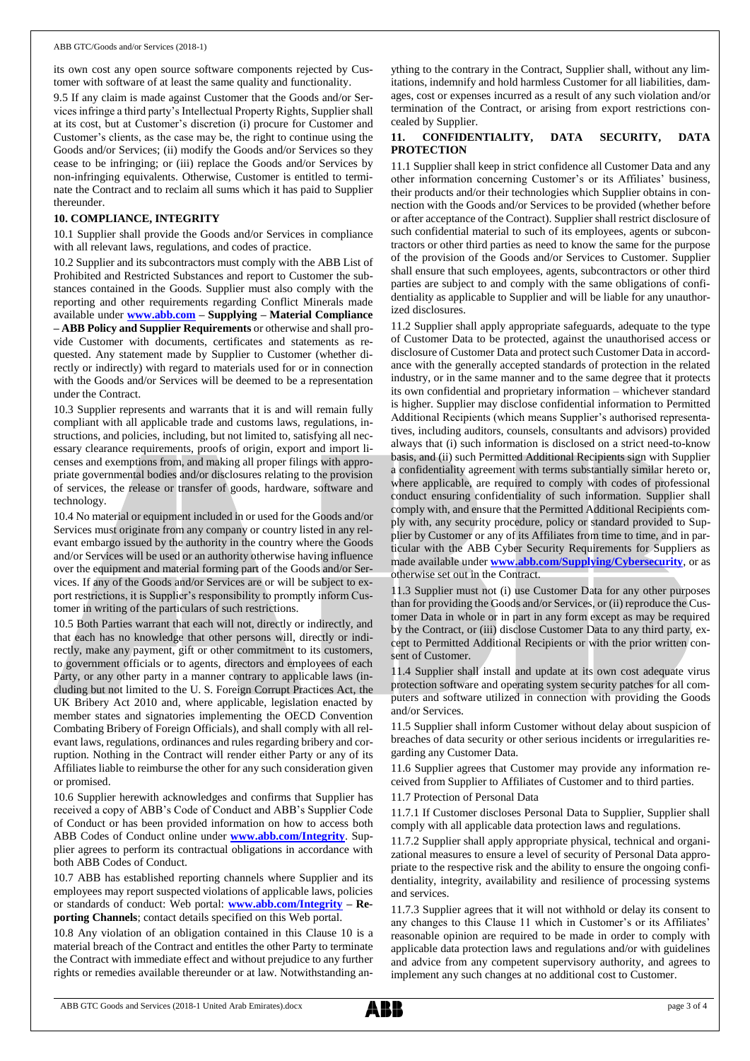its own cost any open source software components rejected by Customer with software of at least the same quality and functionality.

9.5 If any claim is made against Customer that the Goods and/or Services infringe a third party's Intellectual Property Rights, Supplier shall at its cost, but at Customer's discretion (i) procure for Customer and Customer's clients, as the case may be, the right to continue using the Goods and/or Services; (ii) modify the Goods and/or Services so they cease to be infringing; or (iii) replace the Goods and/or Services by non-infringing equivalents. Otherwise, Customer is entitled to terminate the Contract and to reclaim all sums which it has paid to Supplier thereunder.

## 10. COMPLIANCE, INTEGRITY

10.1 Supplier shall provide the Goods and/or Services in compliance with all relevant laws, regulations, and codes of practice.

10.2 Supplier and its subcontractors must comply with the ABB List of Prohibited and Restricted Substances and report to Customer the substances contained in the Goods. Supplier must also comply with the reporting and other requirements regarding Conflict Minerals made available under **www.abb.com – Supplying – Material Compliance – ABB Policy and Supplier Requirements** or otherwise and shall provide Customer with documents, certificates and statements as requested. Any statement made by Supplier to Customer (whether directly or indirectly) with regard to materials used for or in connection with the Goods and/or Services will be deemed to be a representation under the Contract.

10.3 Supplier represents and warrants that it is and will remain fully compliant with all applicable trade and customs laws, regulations, instructions, and policies, including, but not limited to, satisfying all necessary clearance requirements, proofs of origin, export and import licenses and exemptions from, and making all proper filings with appropriate governmental bodies and/or disclosures relating to the provision of services, the release or transfer of goods, hardware, software and technology.

10.4 No material or equipment included in or used for the Goods and/or Services must originate from any company or country listed in any relevant embargo issued by the authority in the country where the Goods and/or Services will be used or an authority otherwise having influence over the equipment and material forming part of the Goods and/or Services. If any of the Goods and/or Services are or will be subject to export restrictions, it is Supplier's responsibility to promptly inform Customer in writing of the particulars of such restrictions.

10.5 Both Parties warrant that each will not, directly or indirectly, and that each has no knowledge that other persons will, directly or indirectly, make any payment, gift or other commitment to its customers, to government officials or to agents, directors and employees of each Party, or any other party in a manner contrary to applicable laws (including but not limited to the U. S. Foreign Corrupt Practices Act, the UK Bribery Act 2010 and, where applicable, legislation enacted by member states and signatories implementing the OECD Convention Combating Bribery of Foreign Officials), and shall comply with all relevant laws, regulations, ordinances and rules regarding bribery and corruption. Nothing in the Contract will render either Party or any of its Affiliates liable to reimburse the other for any such consideration given or promised.

10.6 Supplier herewith acknowledges and confirms that Supplier has received a copy of ABB's Code of Conduct and ABB's Supplier Code of Conduct or has been provided information on how to access both ABB Codes of Conduct online under **www.abb.com/Integrity**. Supplier agrees to perform its contractual obligations in accordance with both ABB Codes of Conduct.

10.7 ABB has established reporting channels where Supplier and its employees may report suspected violations of applicable laws, policies or standards of conduct: Web portal: **www.abb.com/Integrity – Reporting Channels**; contact details specified on this Web portal.

10.8 Any violation of an obligation contained in this Clause 10 is a material breach of the Contract and entitles the other Party to terminate the Contract with immediate effect and without prejudice to any further rights or remedies available thereunder or at law. Notwithstanding anything to the contrary in the Contract, Supplier shall, without any limitations, indemnify and hold harmless Customer for all liabilities, damages, cost or expenses incurred as a result of any such violation and/or termination of the Contract, or arising from export restrictions concealed by Supplier.

## 11. CONFIDENTIALITY, DATA SECURITY, DATA PROTECTION

11.1 Supplier shall keep in strict confidence all Customer Data and any other information concerning Customer's or its Affiliates' business, their products and/or their technologies which Supplier obtains in connection with the Goods and/or Services to be provided (whether before or after acceptance of the Contract). Supplier shall restrict disclosure of such confidential material to such of its employees, agents or subcontractors or other third parties as need to know the same for the purpose of the provision of the Goods and/or Services to Customer. Supplier shall ensure that such employees, agents, subcontractors or other third parties are subject to and comply with the same obligations of confidentiality as applicable to Supplier and will be liable for any unauthorized disclosures.

11.2 Supplier shall apply appropriate safeguards, adequate to the type of Customer Data to be protected, against the unauthorised access or disclosure of Customer Data and protect such Customer Data in accordance with the generally accepted standards of protection in the related industry, or in the same manner and to the same degree that it protects its own confidential and proprietary information – whichever standard is higher. Supplier may disclose confidential information to Permitted Additional Recipients (which means Supplier's authorised representatives, including auditors, counsels, consultants and advisors) provided always that (i) such information is disclosed on a strict need-to-know basis, and (ii) such Permitted Additional Recipients sign with Supplier a confidentiality agreement with terms substantially similar hereto or, where applicable, are required to comply with codes of professional conduct ensuring confidentiality of such information. Supplier shall comply with, and ensure that the Permitted Additional Recipients comply with, any security procedure, policy or standard provided to Supplier by Customer or any of its Affiliates from time to time, and in particular with the ABB Cyber Security Requirements for Suppliers as made available under **www.abb.com/Supplying/Cybersecurity**, or as otherwise set out in the Contract.

11.3 Supplier must not (i) use Customer Data for any other purposes than for providing the Goods and/or Services, or (ii) reproduce the Customer Data in whole or in part in any form except as may be required by the Contract, or (iii) disclose Customer Data to any third party, except to Permitted Additional Recipients or with the prior written consent of Customer.

11.4 Supplier shall install and update at its own cost adequate virus protection software and operating system security patches for all computers and software utilized in connection with providing the Goods and/or Services.

11.5 Supplier shall inform Customer without delay about suspicion of breaches of data security or other serious incidents or irregularities regarding any Customer Data.

11.6 Supplier agrees that Customer may provide any information received from Supplier to Affiliates of Customer and to third parties.

11.7 Protection of Personal Data

11.7.1 If Customer discloses Personal Data to Supplier, Supplier shall comply with all applicable data protection laws and regulations.

11.7.2 Supplier shall apply appropriate physical, technical and organizational measures to ensure a level of security of Personal Data appropriate to the respective risk and the ability to ensure the ongoing confidentiality, integrity, availability and resilience of processing systems and services.

11.7.3 Supplier agrees that it will not withhold or delay its consent to any changes to this Clause 11 which in Customer's or its Affiliates' reasonable opinion are required to be made in order to comply with applicable data protection laws and regulations and/or with guidelines and advice from any competent supervisory authority, and agrees to implement any such changes at no additional cost to Customer.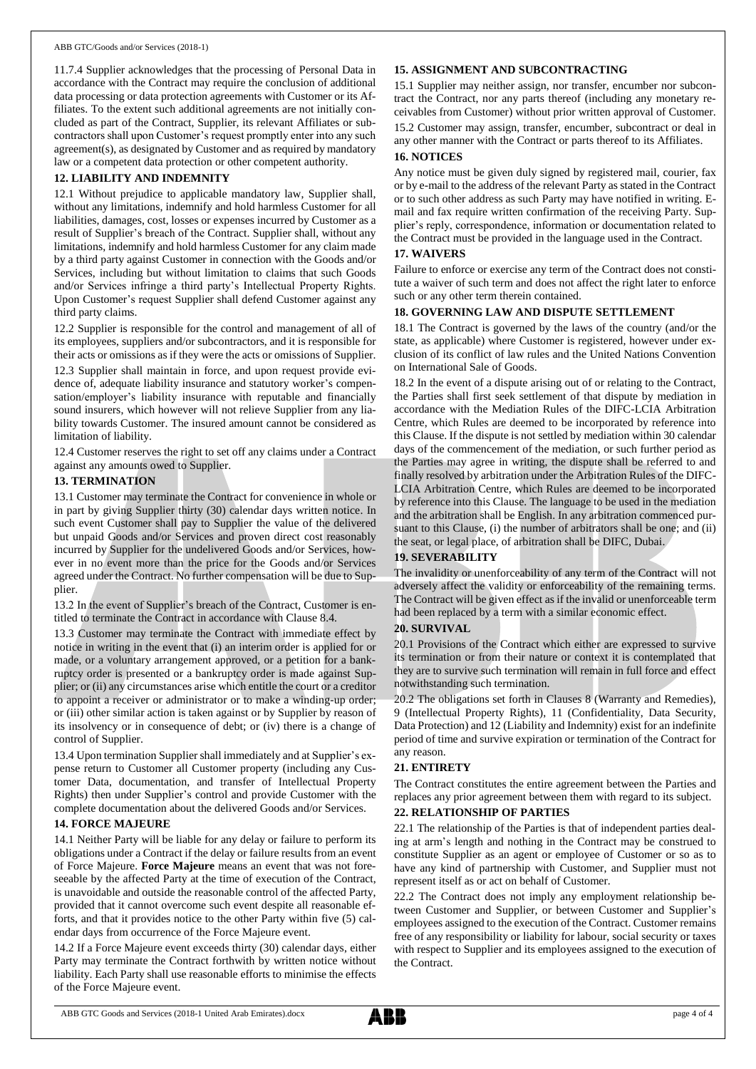11.7.4 Supplier acknowledges that the processing of Personal Data in accordance with the Contract may require the conclusion of additional data processing or data protection agreements with Customer or its Affiliates. To the extent such additional agreements are not initially concluded as part of the Contract, Supplier, its relevant Affiliates or subcontractors shall upon Customer's request promptly enter into any such agreement(s), as designated by Customer and as required by mandatory law or a competent data protection or other competent authority.

## 12. LIABILITY AND INDEMNITY

12.1 Without prejudice to applicable mandatory law, Supplier shall, without any limitations, indemnify and hold harmless Customer for all liabilities, damages, cost, losses or expenses incurred by Customer as a result of Supplier's breach of the Contract. Supplier shall, without any limitations, indemnify and hold harmless Customer for any claim made by a third party against Customer in connection with the Goods and/or Services, including but without limitation to claims that such Goods and/or Services infringe a third party's Intellectual Property Rights. Upon Customer's request Supplier shall defend Customer against any third party claims.

12.2 Supplier is responsible for the control and management of all of its employees, suppliers and/or subcontractors, and it is responsible for their acts or omissions as if they were the acts or omissions of Supplier.

12.3 Supplier shall maintain in force, and upon request provide evidence of, adequate liability insurance and statutory worker's compensation/employer's liability insurance with reputable and financially sound insurers, which however will not relieve Supplier from any liability towards Customer. The insured amount cannot be considered as limitation of liability.

12.4 Customer reserves the right to set off any claims under a Contract against any amounts owed to Supplier.

## 13. TERMINATION

13.1 Customer may terminate the Contract for convenience in whole or in part by giving Supplier thirty (30) calendar days written notice. In such event Customer shall pay to Supplier the value of the delivered but unpaid Goods and/or Services and proven direct cost reasonably incurred by Supplier for the undelivered Goods and/or Services, however in no event more than the price for the Goods and/or Services agreed under the Contract. No further compensation will be due to Supplier.

13.2 In the event of Supplier's breach of the Contract, Customer is entitled to terminate the Contract in accordance with Clause 8.4.

13.3 Customer may terminate the Contract with immediate effect by notice in writing in the event that (i) an interim order is applied for or made, or a voluntary arrangement approved, or a petition for a bankruptcy order is presented or a bankruptcy order is made against Supplier; or (ii) any circumstances arise which entitle the court or a creditor to appoint a receiver or administrator or to make a winding-up order; or (iii) other similar action is taken against or by Supplier by reason of its insolvency or in consequence of debt; or (iv) there is a change of control of Supplier.

13.4 Upon termination Supplier shall immediately and at Supplier's expense return to Customer all Customer property (including any Customer Data, documentation, and transfer of Intellectual Property Rights) then under Supplier's control and provide Customer with the complete documentation about the delivered Goods and/or Services.

## 14. FORCE MAJEURE

14.1 Neither Party will be liable for any delay or failure to perform its obligations under a Contract if the delay or failure results from an event of Force Majeure. **Force Majeure** means an event that was not foreseeable by the affected Party at the time of execution of the Contract, is unavoidable and outside the reasonable control of the affected Party, provided that it cannot overcome such event despite all reasonable efforts, and that it provides notice to the other Party within five (5) calendar days from occurrence of the Force Majeure event.

14.2 If a Force Majeure event exceeds thirty (30) calendar days, either Party may terminate the Contract forthwith by written notice without liability. Each Party shall use reasonable efforts to minimise the effects of the Force Majeure event.

## 15. ASSIGNMENT AND SUBCONTRACTING

15.1 Supplier may neither assign, nor transfer, encumber nor subcontract the Contract, nor any parts thereof (including any monetary receivables from Customer) without prior written approval of Customer.

15.2 Customer may assign, transfer, encumber, subcontract or deal in any other manner with the Contract or parts thereof to its Affiliates.

## 16. NOTICES

Any notice must be given duly signed by registered mail, courier, fax or by e-mail to the address of the relevant Party as stated in the Contract or to such other address as such Party may have notified in writing. E-mail and fax require written confirmation of the receiving Party. Supplier's reply, correspondence, information or documentation related to the Contract must be provided in the language used in the Contract.

## 17. WAIVERS

Failure to enforce or exercise any term of the Contract does not constitute a waiver of such term and does not affect the right later to enforce such or any other term therein contained.

## 18. GOVERNING LAW AND DISPUTE SETTLEMENT

18.1 The Contract is governed by the laws of the country (and/or the state, as applicable) where Customer is registered, however under exclusion of its conflict of law rules and the United Nations Convention on International Sale of Goods.

18.2 In the event of a dispute arising out of or relating to the Contract, the Parties shall first seek settlement of that dispute by mediation in accordance with the Mediation Rules of the DIFC-LCIA Arbitration Centre, which Rules are deemed to be incorporated by reference into this Clause. If the dispute is not settled by mediation within 30 calendar days of the commencement of the mediation, or such further period as the Parties may agree in writing, the dispute shall be referred to and finally resolved by arbitration under the Arbitration Rules of the DIFC-LCIA Arbitration Centre, which Rules are deemed to be incorporated by reference into this Clause. The language to be used in the mediation and the arbitration shall be English. In any arbitration commenced pursuant to this Clause, (i) the number of arbitrators shall be one; and (ii) the seat, or legal place, of arbitration shall be DIFC, Dubai.

## 19. SEVERABILITY

The invalidity or unenforceability of any term of the Contract will not adversely affect the validity or enforceability of the remaining terms. The Contract will be given effect as if the invalid or unenforceable term had been replaced by a term with a similar economic effect.

## 20. SURVIVAL

20.1 Provisions of the Contract which either are expressed to survive its termination or from their nature or context it is contemplated that they are to survive such termination will remain in full force and effect notwithstanding such termination.

20.2 The obligations set forth in Clauses 8 (Warranty and Remedies), 9 (Intellectual Property Rights), 11 (Confidentiality, Data Security, Data Protection) and 12 (Liability and Indemnity) exist for an indefinite period of time and survive expiration or termination of the Contract for any reason.

## 21. ENTIRETY

The Contract constitutes the entire agreement between the Parties and replaces any prior agreement between them with regard to its subject.

## 22. RELATIONSHIP OF PARTIES

22.1 The relationship of the Parties is that of independent parties dealing at arm's length and nothing in the Contract may be construed to constitute Supplier as an agent or employee of Customer or so as to have any kind of partnership with Customer, and Supplier must not represent itself as or act on behalf of Customer.

22.2 The Contract does not imply any employment relationship between Customer and Supplier, or between Customer and Supplier's employees assigned to the execution of the Contract. Customer remains free of any responsibility or liability for labour, social security or taxes with respect to Supplier and its employees assigned to the execution of the Contract.